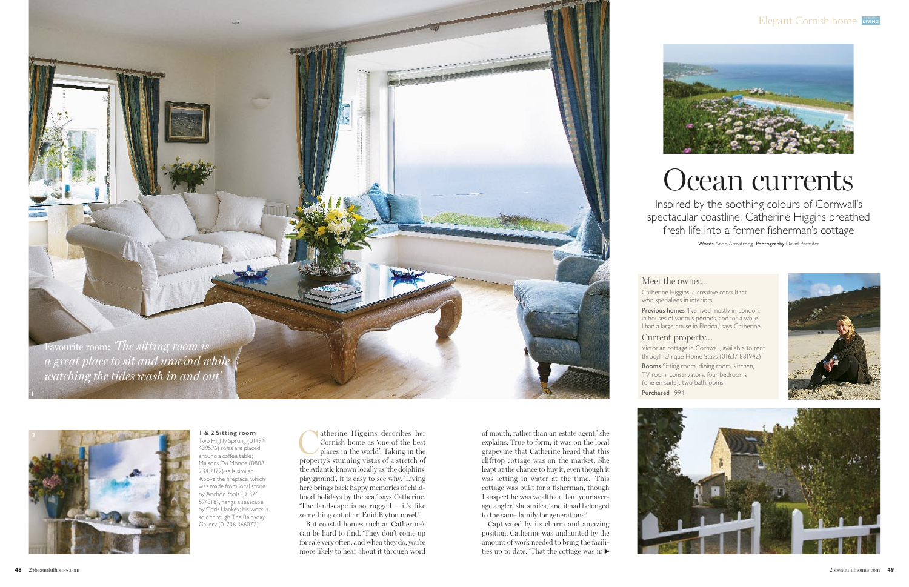# Ocean currents

Inspired by the soothing colours of Cornwall's spectacular coastline, Catherine Higgins breathed fresh life into a former fisherman's cottage

**Words** Anne Armstrong **Photography** David Parmiter

Favourite room: *'The sitting room is a great place to sit and unwind while watching the tides wash in and out'*

## Meet the owner...

Catherine Higgins, a creative consultant who specialises in interiors

**Previous homes** 'I've lived mostly in London, in houses of various periods, and for a while I had a large house in Florida,' says Catherine.

## Current property...

Victorian cottage in Cornwall, available to rent through Unique Home Stays (01637 881942)

**Rooms** Sitting room, dining room, kitchen, TV room, conservatory, four bedrooms (one en suite), two bathrooms

**Purchased** 1994

**1 & 2 Sitting room** Two Highly Sprung (01494 439596) sofas are placed around a coffee table; Maisons Du Monde (0808 234 2172) sells similar. Above the fireplace, which was made from local stone by Anchor Pools (01326 574318), hangs a seascape by Chris Hankey; his work is sold through The Rainyday Gallery (01736 366077)

Catherine Higgins describes her Cornish home as 'one of the best places in the world'. Taking in the property's stunning vistas of a stretch of the Atlantic known locally as 'the dolphins' playground', it is easy to see why. 'Living here brings back happy memories of childhood holidays by the sea,' says Catherine. 'The landscape is so rugged – it's like something out of an Enid Blyton novel.'

But coastal homes such as Catherine's can be hard to find. 'They don't come up for sale very often, and when they do, you're more likely to hear about it through word of mouth, rather than an estate agent,' she explains. True to form, it was on the local grapevine that Catherine heard that this clifftop cottage was on the market. She leapt at the chance to buy it, even though it was letting in water at the time. 'This cottage was built for a fisherman, though I suspect he was wealthier than your average angler,' she smiles, 'and it had belonged to the same family for generations.'

Captivated by its charm and amazing position, Catherine was undaunted by the amount of work needed to bring the facilities up to date. 'That the cottage was in ►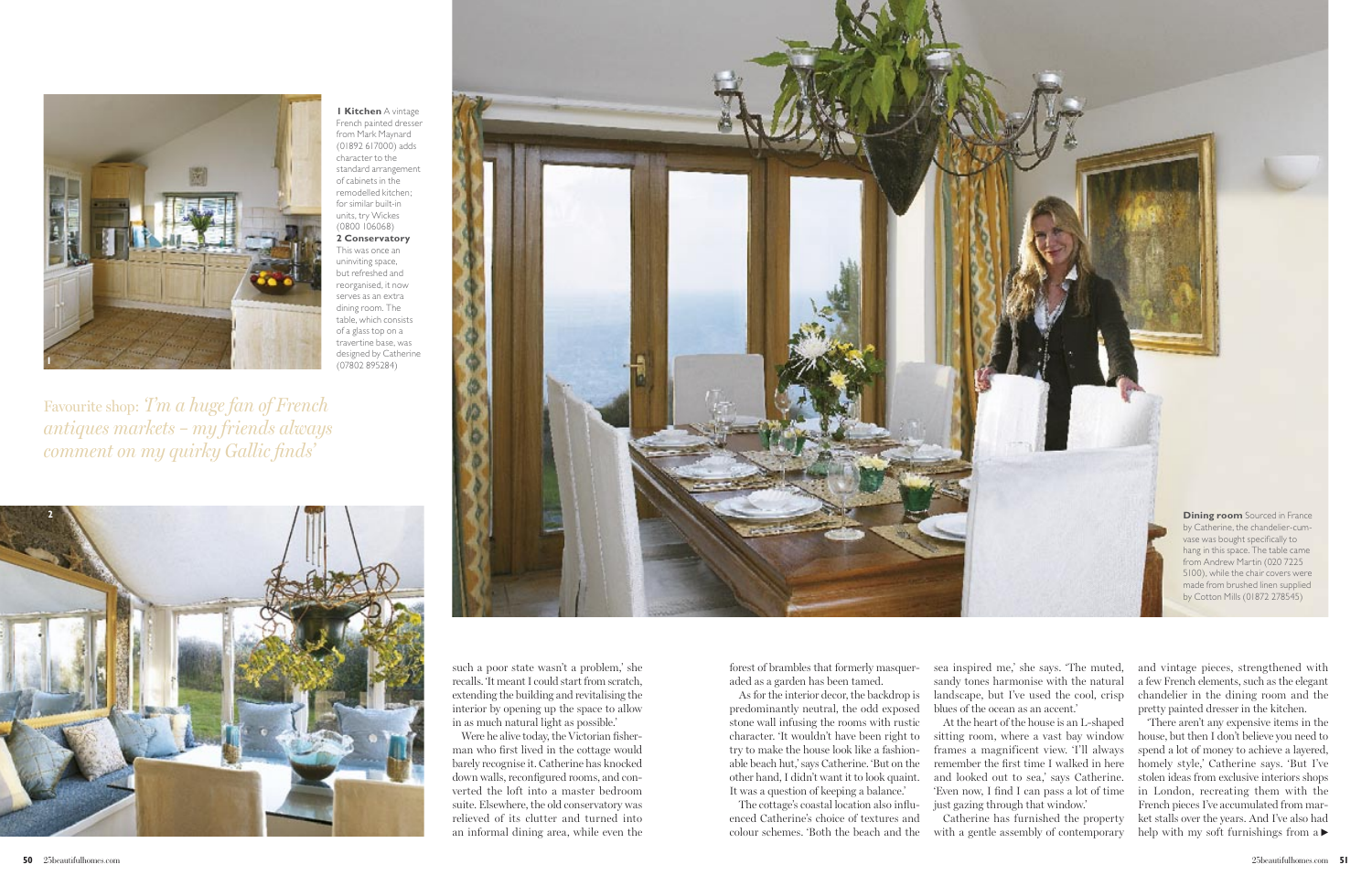**1 Kitchen** A vintage French painted dresser from Mark Maynard (01892 617000) adds character to the standard arrangement of cabinets in the remodelled kitchen; for similar built-in units, try Wickes (0800 106068)
**2 Conservatory** This was once an uninviting space, but refreshed and reorganised, it now serves as an extra dining room. The table, which consists of a glass top on a travertine base, was designed by Catherine (07802 895284)

Favourite shop: *'I'm a huge fan of French antiques markets – my friends always comment on my quirky Gallic finds'*

**Dining room** Sourced in France by Catherine, the chandelier-cum-vase was bought specifically to hang in this space. The table came from Andrew Martin (020 7225 5100), while the chair covers were made from brushed linen supplied by Cotton Mills (01872 278545)

such a poor state wasn't a problem,' she recalls. 'It meant I could start from scratch, extending the building and revitalising the interior by opening up the space to allow in as much natural light as possible.'

Were he alive today, the Victorian fisherman who first lived in the cottage would barely recognise it. Catherine has knocked down walls, reconfigured rooms, and converted the loft into a master bedroom suite. Elsewhere, the old conservatory was relieved of its clutter and turned into an informal dining area, while even the forest of brambles that formerly masqueraded as a garden has been tamed.

As for the interior decor, the backdrop is predominantly neutral, the odd exposed stone wall infusing the rooms with rustic character. 'It wouldn't have been right to try to make the house look like a fashionable beach hut,' says Catherine. 'But on the other hand, I didn't want it to look quaint. It was a question of keeping a balance.'

The cottage's coastal location also influenced Catherine's choice of textures and colour schemes. 'Both the beach and the sea inspired me,' she says. 'The muted, sandy tones harmonise with the natural landscape, but I've used the cool, crisp blues of the ocean as an accent.'

At the heart of the house is an L-shaped sitting room, where a vast bay window frames a magnificent view. 'I'll always remember the first time I walked in here and looked out to sea,' says Catherine. 'Even now, I find I can pass a lot of time just gazing through that window.'

Catherine has furnished the property with a gentle assembly of contemporary and vintage pieces, strengthened with a few French elements, such as the elegant chandelier in the dining room and the pretty painted dresser in the kitchen.

'There aren't any expensive items in the house, but then I don't believe you need to spend a lot of money to achieve a layered, homely style,' Catherine says. 'But I've stolen ideas from exclusive interiors shops in London, recreating them with the French pieces I've accumulated from market stalls over the years. And I've also had help with my soft furnishings from a ►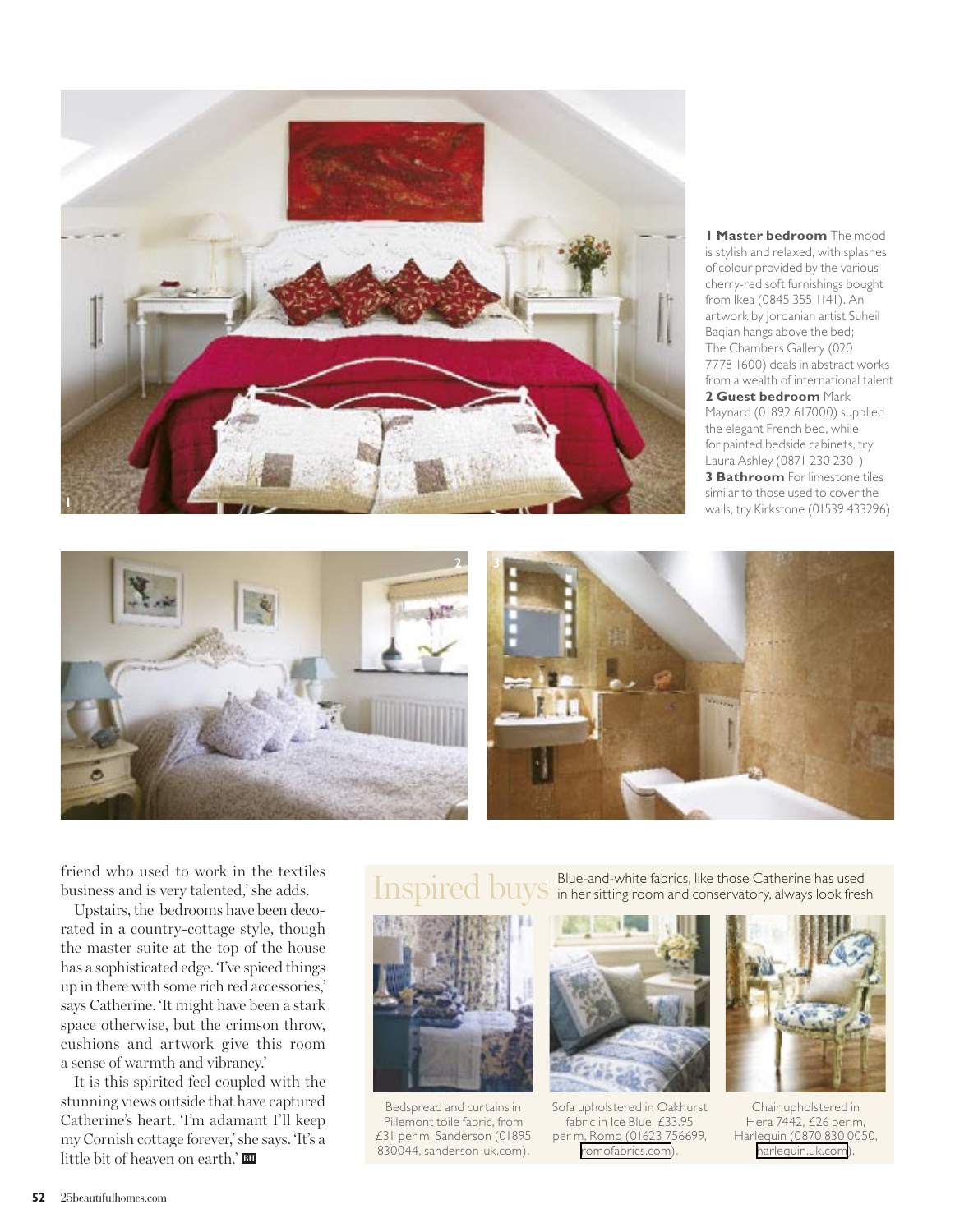**1 Master bedroom** The mood is stylish and relaxed, with splashes of colour provided by the various cherry-red soft furnishings bought from Ikea (0845 355 1141). An artwork by Jordanian artist Suheil Baqian hangs above the bed; The Chambers Gallery (020 7778 1600) deals in abstract works from a wealth of international talent **2 Guest bedroom** Mark Maynard (01892 617000) supplied the elegant French bed, while for painted bedside cabinets, try Laura Ashley (0871 230 2301) **3 Bathroom** For limestone tiles similar to those used to cover the walls, try Kirkstone (01539 433296)

friend who used to work in the textiles business and is very talented,' she adds.

Upstairs, the bedrooms have been decorated in a country-cottage style, though the master suite at the top of the house has a sophisticated edge. 'I've spiced things up in there with some rich red accessories,' says Catherine. 'It might have been a stark space otherwise, but the crimson throw, cushions and artwork give this room a sense of warmth and vibrancy.'

It is this spirited feel coupled with the stunning views outside that have captured Catherine's heart. 'I'm adamant I'll keep my Cornish cottage forever,' she says. 'It's a little bit of heaven on earth.' BH

## Inspired buys

Blue-and-white fabrics, like those Catherine has used in her sitting room and conservatory, always look fresh

Bedspread and curtains in Pillemont toile fabric, from £31 per m, Sanderson (01895 830044, sanderson-uk.com).

Sofa upholstered in Oakhurst fabric in Ice Blue, £33.95 per m, Romo (01623 756699, romofabrics.com).

Chair upholstered in Hera 7442, £26 per m, Harlequin (0870 830 0050, harlequin.uk.com).